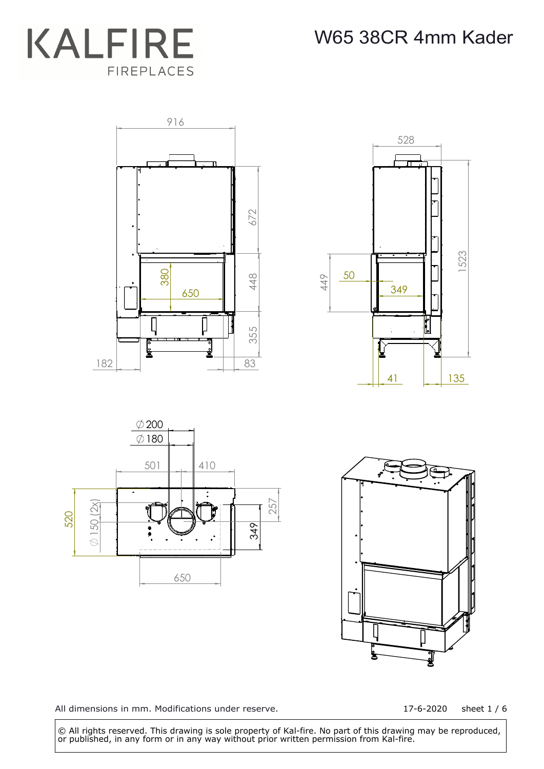KALFIRE FIREPLACES

# W65 38CR 4mm Kader

916

672

380

650

448

355

182

83

528

449

50

349

1523

41

135

∅200

∅180

501

410

520

∅150 (2x)

257

349

650

All dimensions in mm. Modifications under reserve.

17-6-2020

© All rights reserved. This drawing is sole property of Kal-fire. No part of this drawing may be reproduced, or published, in any form or in any way without prior written permission from Kal-fire.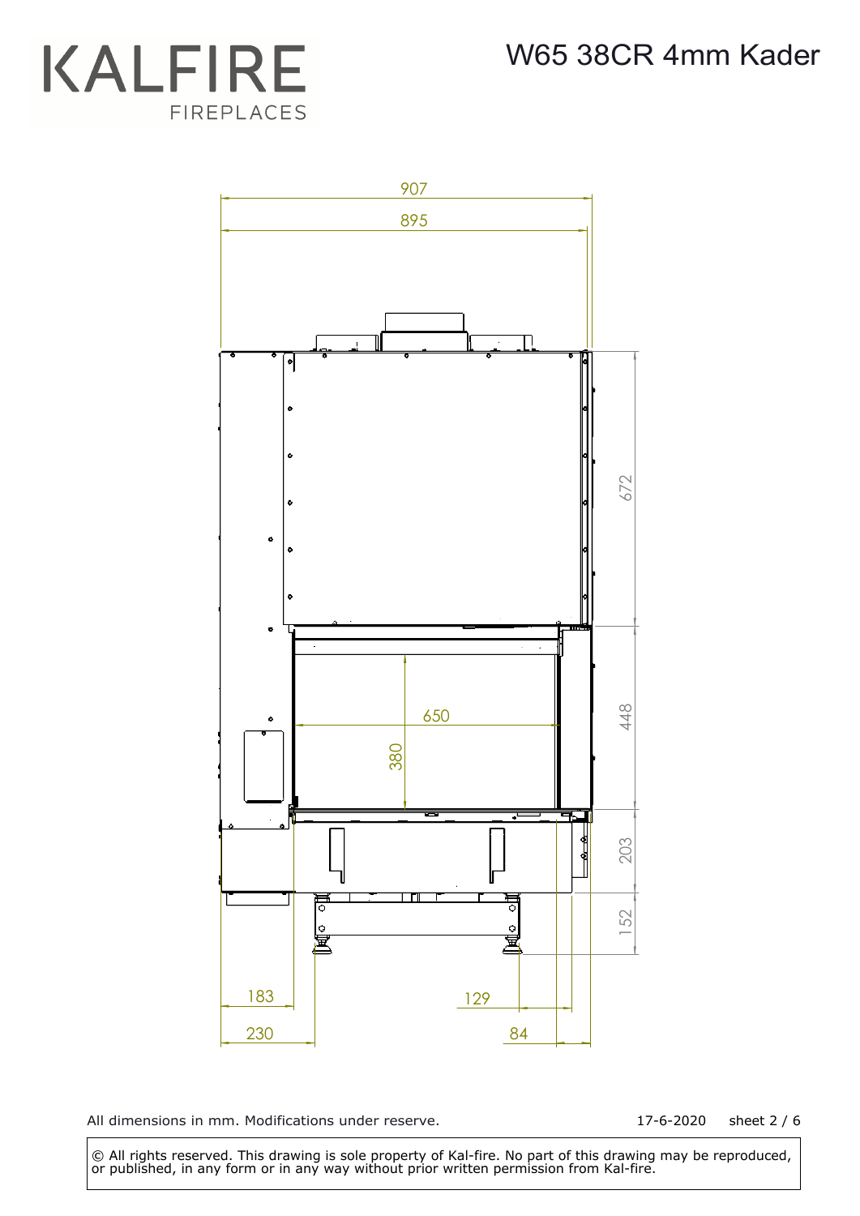KALFIRE FIREPLACES

# W65 38CR 4mm Kader

907

895

672

448

203

152

650

380

183

230

129

84

All dimensions in mm. Modifications under reserve.

17-6-2020 sheet 2 / 6

© All rights reserved. This drawing is sole property of Kal-fire. No part of this drawing may be reproduced, or published, in any form or in any way without prior written permission from Kal-fire.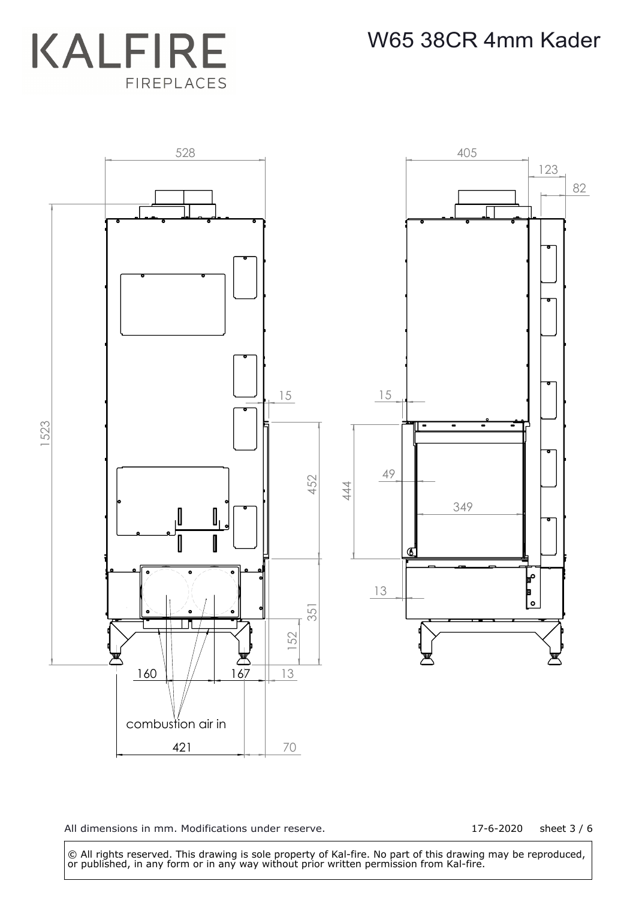# KALFIRE FIREPLACES

# W65 38CR 4mm Kader

528

405

123

82

1523

15

452

15

444

49

349

13

351

152

160

167

13

combustion air in

421

70

All dimensions in mm. Modifications under reserve.

17-6-2020 sheet 3 / 6

© All rights reserved. This drawing is sole property of Kal-fire. No part of this drawing may be reproduced, or published, in any form or in any way without prior written permission from Kal-fire.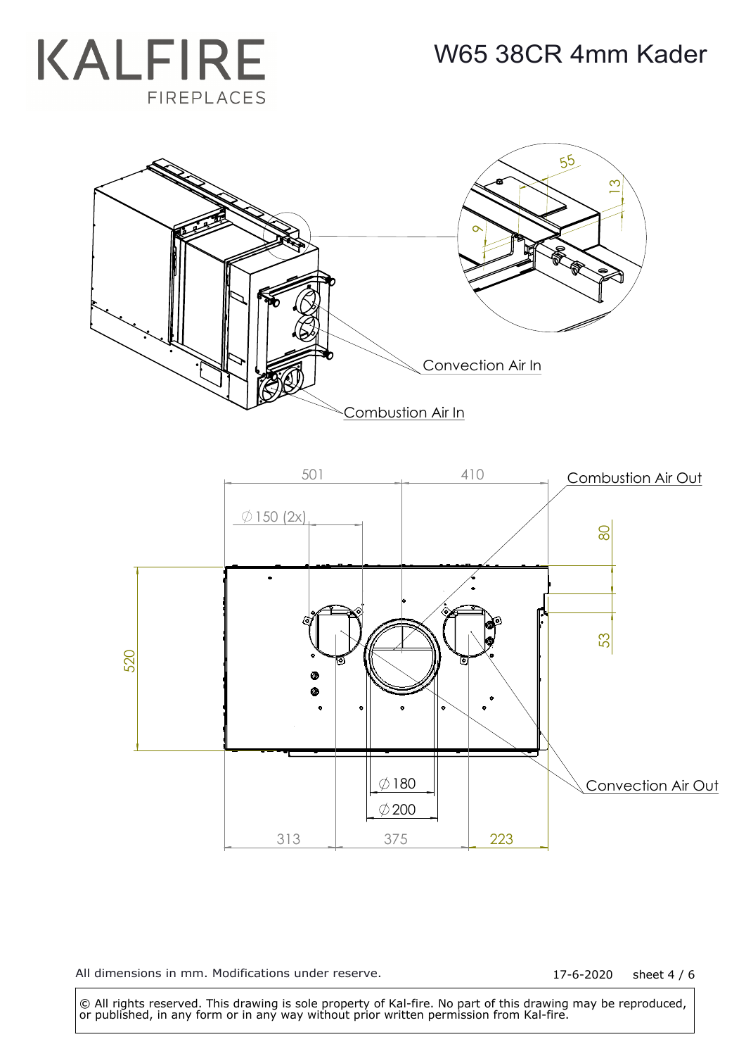# KALFIRE
FIREPLACES

## W65 38CR 4mm Kader

55

13

9

Convection Air In

Combustion Air In

501

410

Combustion Air Out

∅150 (2x)

80

53

520

∅180

∅200

Convection Air Out

313

375

223

All dimensions in mm. Modifications under reserve.

17-6-2020

© All rights reserved. This drawing is sole property of Kal-fire. No part of this drawing may be reproduced, or published, in any form or in any way without prior written permission from Kal-fire.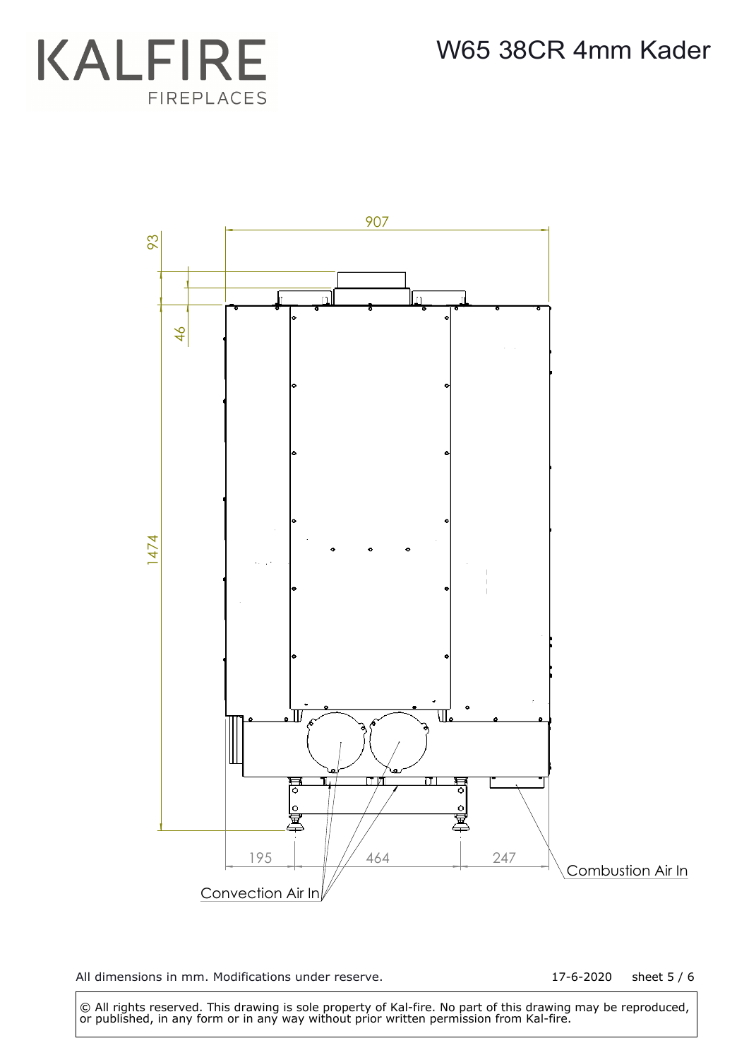KALFIRE FIREPLACES

# W65 38CR 4mm Kader

907

93

46

1474

195

464

247

Combustion Air In

Convection Air In

All dimensions in mm. Modifications under reserve.

17-6-2020

© All rights reserved. This drawing is sole property of Kal-fire. No part of this drawing may be reproduced, or published, in any form or in any way without prior written permission from Kal-fire.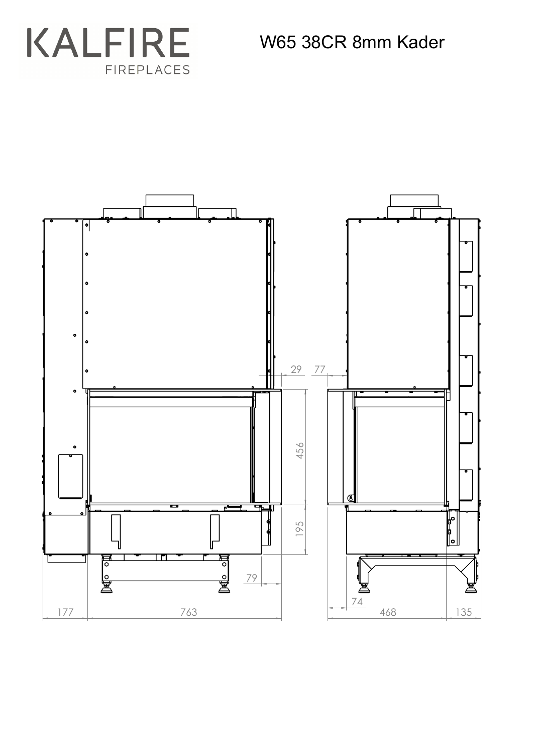KALFIRE
FIREPLACES

# W65 38CR 8mm Kader

29
77
456
195
79
74
177
763
468
135